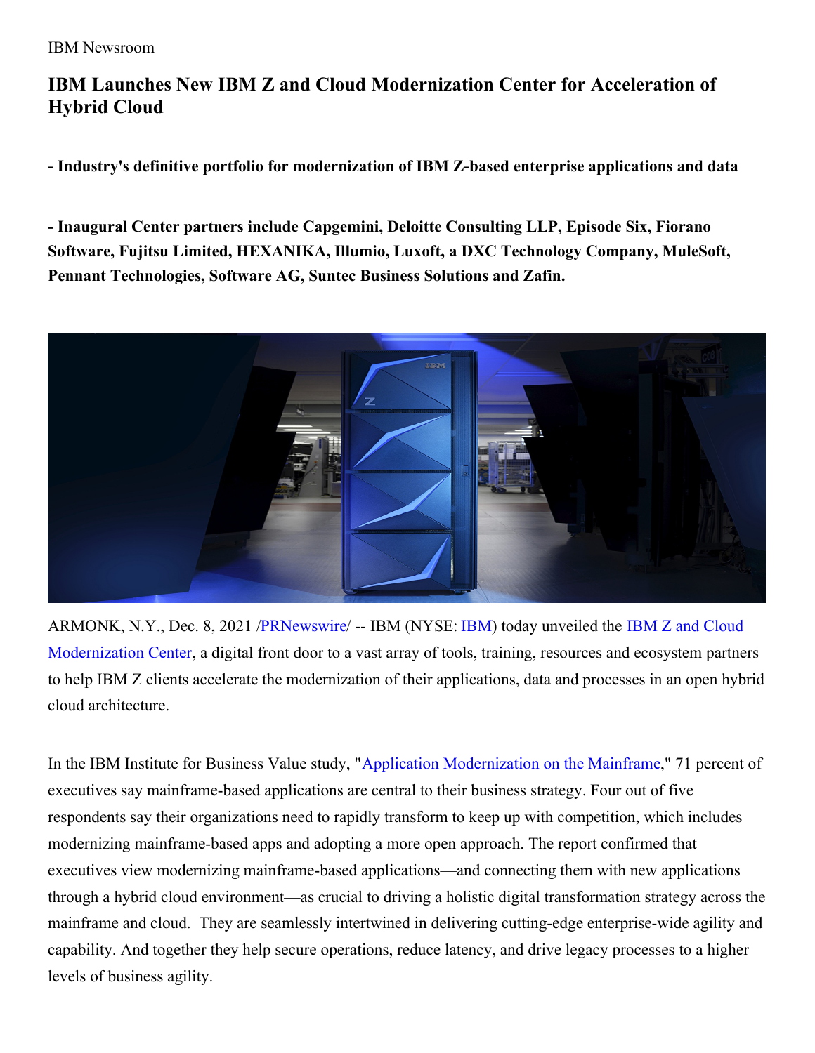IBM Newsroom

# IBM Launches New IBM Z and Cloud Modernization Center for Acceleration of Hybrid Cloud

**- Industry's definitive portfolio for modernization of IBM Z-based enterprise applications and data**

**- Inaugural Center partners include Capgemini, Deloitte Consulting LLP, Episode Six, Fiorano Software, Fujitsu Limited, HEXANIKA, Illumio, Luxoft, a DXC Technology Company, MuleSoft, Pennant Technologies, Software AG, Suntec Business Solutions and Zafin.**

ARMONK, N.Y., Dec. 8, 2021 /PRNewswire/ -- IBM (NYSE: IBM) today unveiled the IBM Z and Cloud Modernization Center, a digital front door to a vast array of tools, training, resources and ecosystem partners to help IBM Z clients accelerate the modernization of their applications, data and processes in an open hybrid cloud architecture.

In the IBM Institute for Business Value study, "Application Modernization on the Mainframe," 71 percent of executives say mainframe-based applications are central to their business strategy. Four out of five respondents say their organizations need to rapidly transform to keep up with competition, which includes modernizing mainframe-based apps and adopting a more open approach. The report confirmed that executives view modernizing mainframe-based applications—and connecting them with new applications through a hybrid cloud environment—as crucial to driving a holistic digital transformation strategy across the mainframe and cloud. They are seamlessly intertwined in delivering cutting-edge enterprise-wide agility and capability. And together they help secure operations, reduce latency, and drive legacy processes to a higher levels of business agility.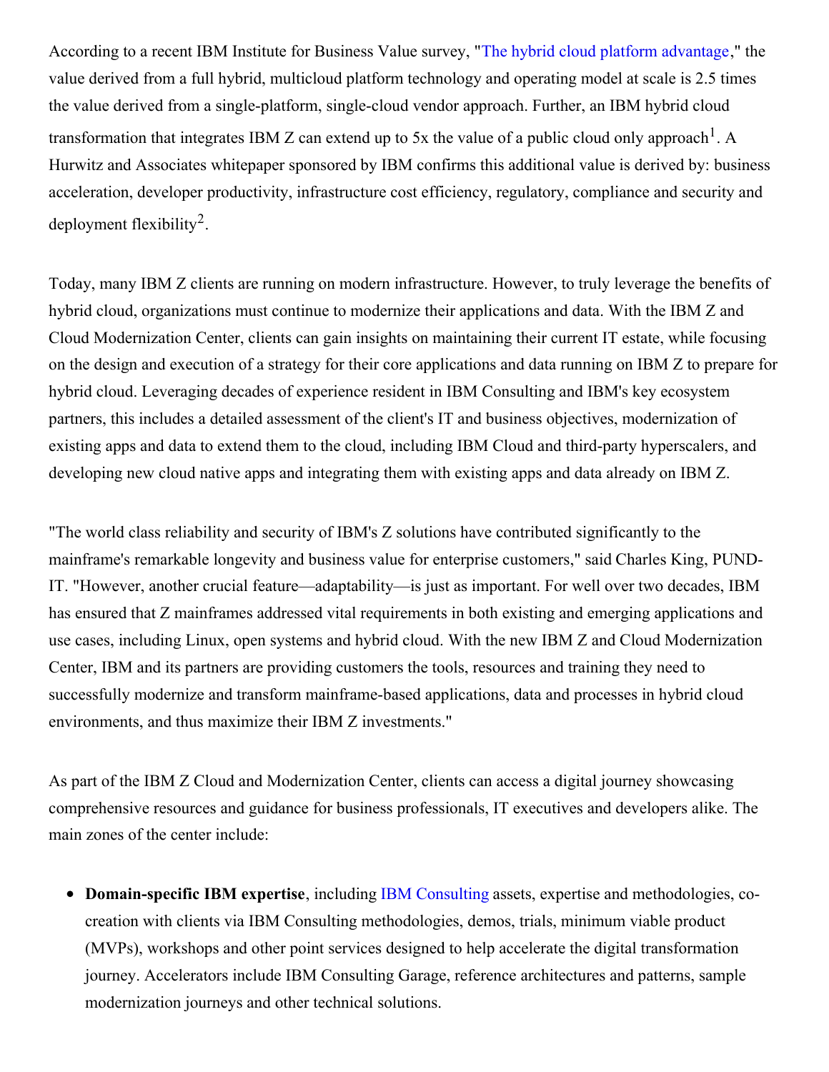According to a recent IBM Institute for Business Value survey, "The hybrid cloud platform advantage," the value derived from a full hybrid, multicloud platform technology and operating model at scale is 2.5 times the value derived from a single-platform, single-cloud vendor approach. Further, an IBM hybrid cloud transformation that integrates IBM Z can extend up to 5x the value of a public cloud only approach[1]. A Hurwitz and Associates whitepaper sponsored by IBM confirms this additional value is derived by: business acceleration, developer productivity, infrastructure cost efficiency, regulatory, compliance and security and deployment flexibility[2].

Today, many IBM Z clients are running on modern infrastructure. However, to truly leverage the benefits of hybrid cloud, organizations must continue to modernize their applications and data. With the IBM Z and Cloud Modernization Center, clients can gain insights on maintaining their current IT estate, while focusing on the design and execution of a strategy for their core applications and data running on IBM Z to prepare for hybrid cloud. Leveraging decades of experience resident in IBM Consulting and IBM's key ecosystem partners, this includes a detailed assessment of the client's IT and business objectives, modernization of existing apps and data to extend them to the cloud, including IBM Cloud and third-party hyperscalers, and developing new cloud native apps and integrating them with existing apps and data already on IBM Z.

"The world class reliability and security of IBM's Z solutions have contributed significantly to the mainframe's remarkable longevity and business value for enterprise customers," said Charles King, PUND-IT. "However, another crucial feature—adaptability—is just as important. For well over two decades, IBM has ensured that Z mainframes addressed vital requirements in both existing and emerging applications and use cases, including Linux, open systems and hybrid cloud. With the new IBM Z and Cloud Modernization Center, IBM and its partners are providing customers the tools, resources and training they need to successfully modernize and transform mainframe-based applications, data and processes in hybrid cloud environments, and thus maximize their IBM Z investments."

As part of the IBM Z Cloud and Modernization Center, clients can access a digital journey showcasing comprehensive resources and guidance for business professionals, IT executives and developers alike. The main zones of the center include:

- **Domain-specific IBM expertise**, including IBM Consulting assets, expertise and methodologies, co-creation with clients via IBM Consulting methodologies, demos, trials, minimum viable product (MVPs), workshops and other point services designed to help accelerate the digital transformation journey. Accelerators include IBM Consulting Garage, reference architectures and patterns, sample modernization journeys and other technical solutions.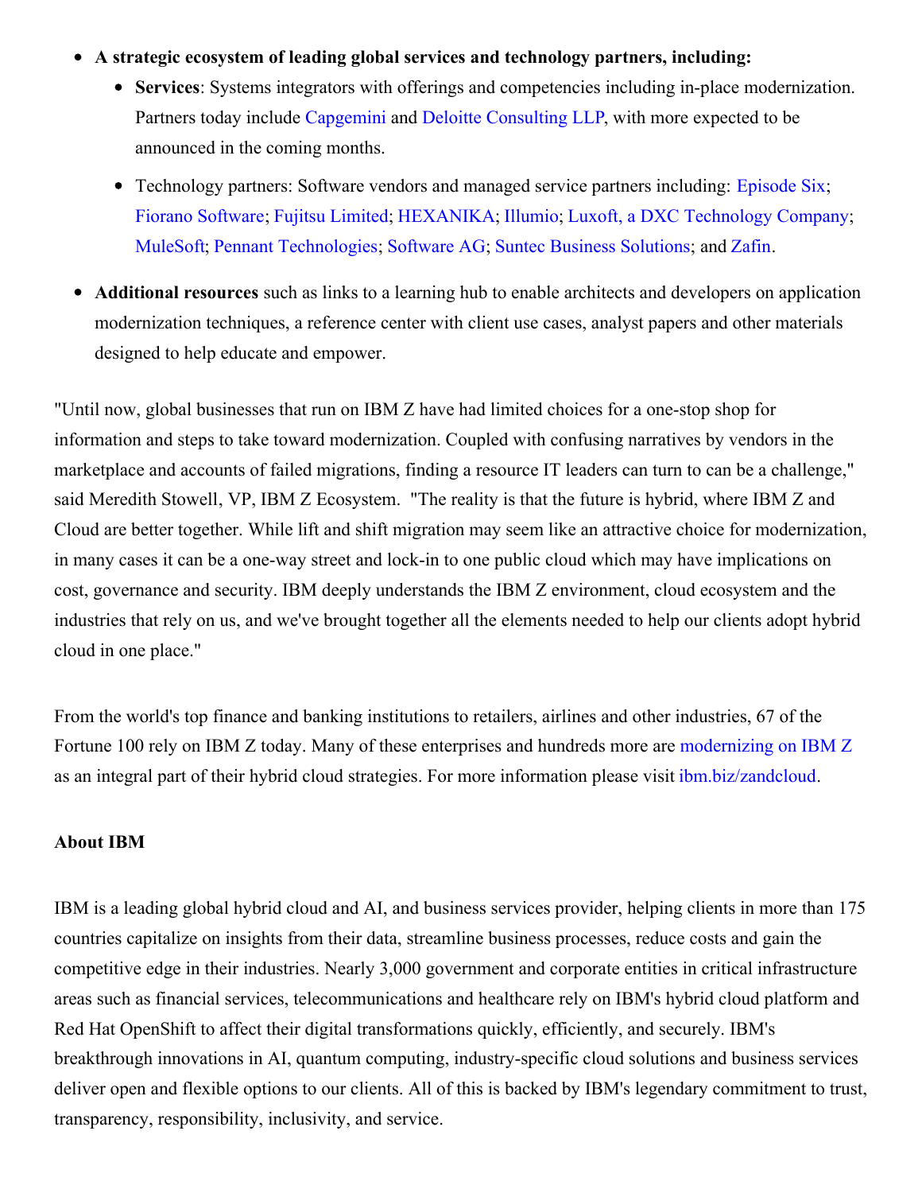- **A strategic ecosystem of leading global services and technology partners, including:**
  - **Services**: Systems integrators with offerings and competencies including in-place modernization. Partners today include Capgemini and Deloitte Consulting LLP, with more expected to be announced in the coming months.
  - Technology partners: Software vendors and managed service partners including: Episode Six; Fiorano Software; Fujitsu Limited; HEXANIKA; Illumio; Luxoft, a DXC Technology Company; MuleSoft; Pennant Technologies; Software AG; Suntec Business Solutions; and Zafin.
- **Additional resources** such as links to a learning hub to enable architects and developers on application modernization techniques, a reference center with client use cases, analyst papers and other materials designed to help educate and empower.

"Until now, global businesses that run on IBM Z have had limited choices for a one-stop shop for information and steps to take toward modernization. Coupled with confusing narratives by vendors in the marketplace and accounts of failed migrations, finding a resource IT leaders can turn to can be a challenge," said Meredith Stowell, VP, IBM Z Ecosystem. "The reality is that the future is hybrid, where IBM Z and Cloud are better together. While lift and shift migration may seem like an attractive choice for modernization, in many cases it can be a one-way street and lock-in to one public cloud which may have implications on cost, governance and security. IBM deeply understands the IBM Z environment, cloud ecosystem and the industries that rely on us, and we've brought together all the elements needed to help our clients adopt hybrid cloud in one place."

From the world's top finance and banking institutions to retailers, airlines and other industries, 67 of the Fortune 100 rely on IBM Z today. Many of these enterprises and hundreds more are modernizing on IBM Z as an integral part of their hybrid cloud strategies. For more information please visit ibm.biz/zandcloud.

**About IBM**

IBM is a leading global hybrid cloud and AI, and business services provider, helping clients in more than 175 countries capitalize on insights from their data, streamline business processes, reduce costs and gain the competitive edge in their industries. Nearly 3,000 government and corporate entities in critical infrastructure areas such as financial services, telecommunications and healthcare rely on IBM's hybrid cloud platform and Red Hat OpenShift to affect their digital transformations quickly, efficiently, and securely. IBM's breakthrough innovations in AI, quantum computing, industry-specific cloud solutions and business services deliver open and flexible options to our clients. All of this is backed by IBM's legendary commitment to trust, transparency, responsibility, inclusivity, and service.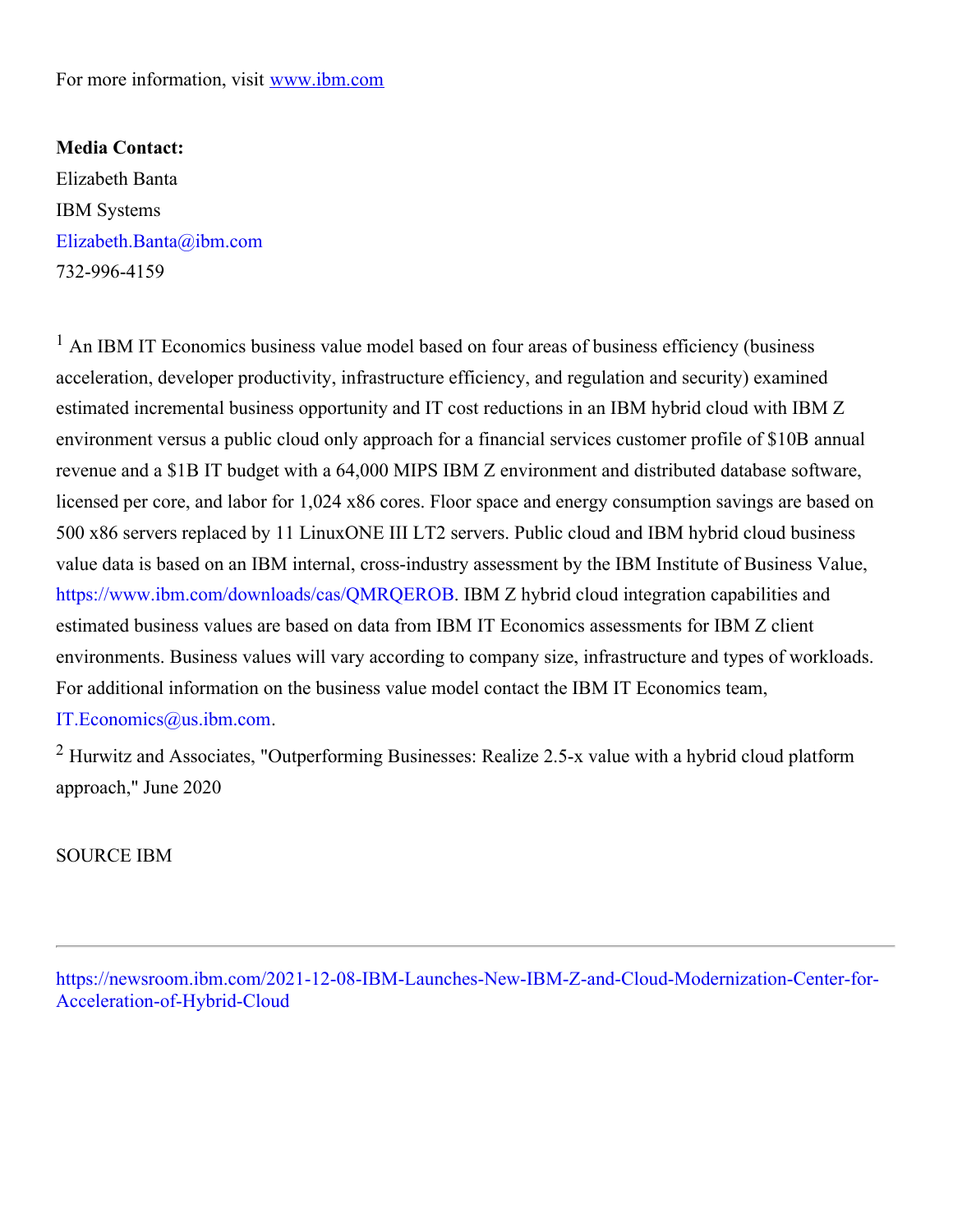For more information, visit www.ibm.com

**Media Contact:**
Elizabeth Banta
IBM Systems
Elizabeth.Banta@ibm.com
732-996-4159

[1] An IBM IT Economics business value model based on four areas of business efficiency (business acceleration, developer productivity, infrastructure efficiency, and regulation and security) examined estimated incremental business opportunity and IT cost reductions in an IBM hybrid cloud with IBM Z environment versus a public cloud only approach for a financial services customer profile of $10B annual revenue and a $1B IT budget with a 64,000 MIPS IBM Z environment and distributed database software, licensed per core, and labor for 1,024 x86 cores. Floor space and energy consumption savings are based on 500 x86 servers replaced by 11 LinuxONE III LT2 servers. Public cloud and IBM hybrid cloud business value data is based on an IBM internal, cross-industry assessment by the IBM Institute of Business Value, https://www.ibm.com/downloads/cas/QMRQEROB. IBM Z hybrid cloud integration capabilities and estimated business values are based on data from IBM IT Economics assessments for IBM Z client environments. Business values will vary according to company size, infrastructure and types of workloads. For additional information on the business value model contact the IBM IT Economics team, IT.Economics@us.ibm.com.

[2] Hurwitz and Associates, "Outperforming Businesses: Realize 2.5-x value with a hybrid cloud platform approach," June 2020

SOURCE IBM

https://newsroom.ibm.com/2021-12-08-IBM-Launches-New-IBM-Z-and-Cloud-Modernization-Center-for-Acceleration-of-Hybrid-Cloud